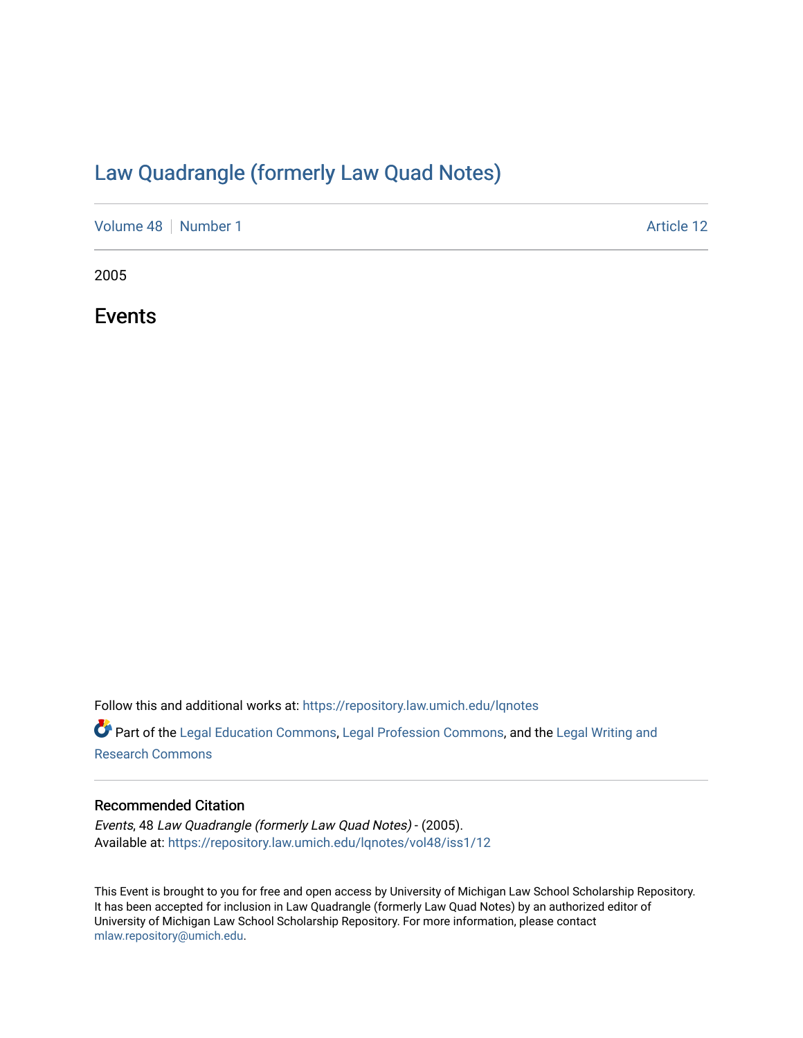# Law Quadrangle (formerly Law Quad Notes)

Volume 48 | Number 1 | Article 12

2005

## Events

Follow this and additional works at: https://repository.law.umich.edu/lqnotes

Part of the Legal Education Commons, Legal Profession Commons, and the Legal Writing and Research Commons

### Recommended Citation

*Events*, 48 *Law Quadrangle (formerly Law Quad Notes)* - (2005).
Available at: https://repository.law.umich.edu/lqnotes/vol48/iss1/12

This Event is brought to you for free and open access by University of Michigan Law School Scholarship Repository. It has been accepted for inclusion in Law Quadrangle (formerly Law Quad Notes) by an authorized editor of University of Michigan Law School Scholarship Repository. For more information, please contact mlaw.repository@umich.edu.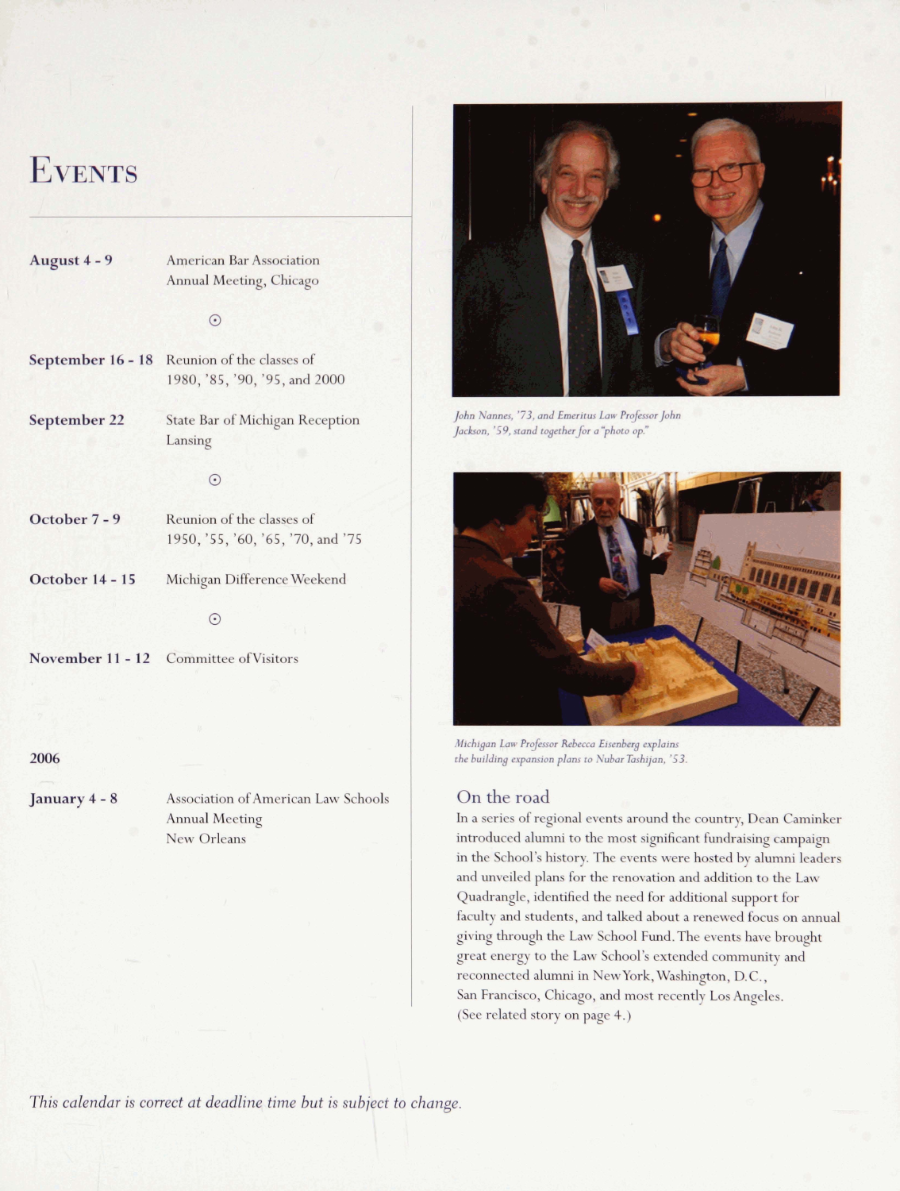# Events

| | |
|---|---|
| **August 4 - 9** | American Bar Association Annual Meeting, Chicago |
| **September 16 - 18** | Reunion of the classes of 1980, '85, '90, '95, and 2000 |
| **September 22** | State Bar of Michigan Reception Lansing |
| **October 7 - 9** | Reunion of the classes of 1950, '55, '60, '65, '70, and '75 |
| **October 14 - 15** | Michigan Difference Weekend |
| **November 11 - 12** | Committee of Visitors |

**2006**

| | |
|---|---|
| **January 4 - 8** | Association of American Law Schools Annual Meeting New Orleans |

*John Nannes, '73, and Emeritus Law Professor John Jackson, '59, stand together for a "photo op."*

*Michigan Law Professor Rebecca Eisenberg explains the building expansion plans to Nubar Tashijan, '53.*

## On the road

In a series of regional events around the country, Dean Caminker introduced alumni to the most significant fundraising campaign in the School's history. The events were hosted by alumni leaders and unveiled plans for the renovation and addition to the Law Quadrangle, identified the need for additional support for faculty and students, and talked about a renewed focus on annual giving through the Law School Fund. The events have brought great energy to the Law School's extended community and reconnected alumni in New York, Washington, D.C., San Francisco, Chicago, and most recently Los Angeles. (See related story on page 4.)

*This calendar is correct at deadline time but is subject to change.*